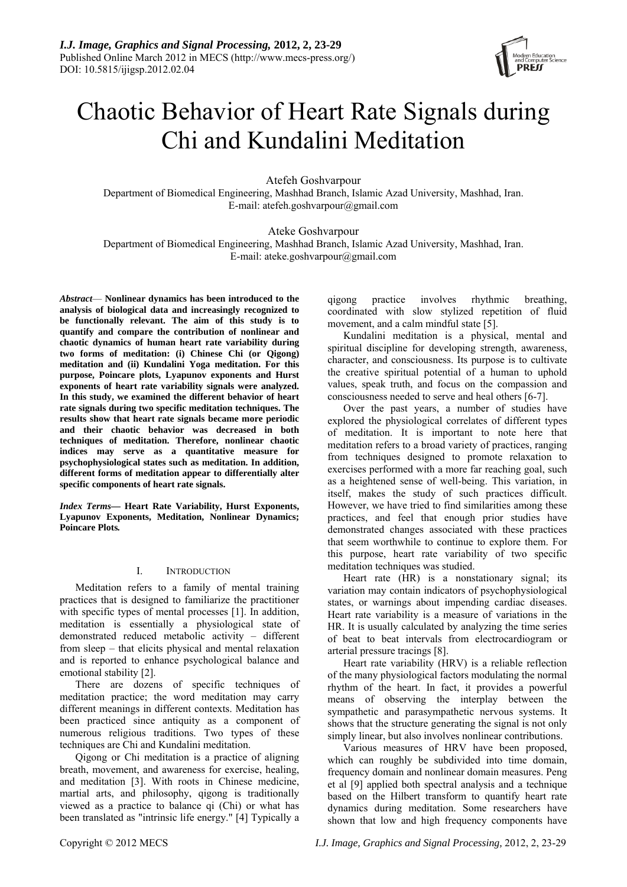# Chaotic Behavior of Heart Rate Signals during Chi and Kundalini Meditation

Atefeh Goshvarpour
Department of Biomedical Engineering, Mashhad Branch, Islamic Azad University, Mashhad, Iran.
E-mail: atefeh.goshvarpour@gmail.com

Ateke Goshvarpour
Department of Biomedical Engineering, Mashhad Branch, Islamic Azad University, Mashhad, Iran.
E-mail: ateke.goshvarpour@gmail.com

***Abstract*— Nonlinear dynamics has been introduced to the analysis of biological data and increasingly recognized to be functionally relevant. The aim of this study is to quantify and compare the contribution of nonlinear and chaotic dynamics of human heart rate variability during two forms of meditation: (i) Chinese Chi (or Qigong) meditation and (ii) Kundalini Yoga meditation. For this purpose, Poincare plots, Lyapunov exponents and Hurst exponents of heart rate variability signals were analyzed. In this study, we examined the different behavior of heart rate signals during two specific meditation techniques. The results show that heart rate signals became more periodic and their chaotic behavior was decreased in both techniques of meditation. Therefore, nonlinear chaotic indices may serve as a quantitative measure for psychophysiological states such as meditation. In addition, different forms of meditation appear to differentially alter specific components of heart rate signals.**

***Index Terms*— Heart Rate Variability, Hurst Exponents, Lyapunov Exponents, Meditation, Nonlinear Dynamics; Poincare Plots.**

## I. Introduction

Meditation refers to a family of mental training practices that is designed to familiarize the practitioner with specific types of mental processes [1]. In addition, meditation is essentially a physiological state of demonstrated reduced metabolic activity – different from sleep – that elicits physical and mental relaxation and is reported to enhance psychological balance and emotional stability [2].

There are dozens of specific techniques of meditation practice; the word meditation may carry different meanings in different contexts. Meditation has been practiced since antiquity as a component of numerous religious traditions. Two types of these techniques are Chi and Kundalini meditation.

Qigong or Chi meditation is a practice of aligning breath, movement, and awareness for exercise, healing, and meditation [3]. With roots in Chinese medicine, martial arts, and philosophy, qigong is traditionally viewed as a practice to balance qi (Chi) or what has been translated as "intrinsic life energy." [4] Typically a qigong practice involves rhythmic breathing, coordinated with slow stylized repetition of fluid movement, and a calm mindful state [5].

Kundalini meditation is a physical, mental and spiritual discipline for developing strength, awareness, character, and consciousness. Its purpose is to cultivate the creative spiritual potential of a human to uphold values, speak truth, and focus on the compassion and consciousness needed to serve and heal others [6-7].

Over the past years, a number of studies have explored the physiological correlates of different types of meditation. It is important to note here that meditation refers to a broad variety of practices, ranging from techniques designed to promote relaxation to exercises performed with a more far reaching goal, such as a heightened sense of well-being. This variation, in itself, makes the study of such practices difficult. However, we have tried to find similarities among these practices, and feel that enough prior studies have demonstrated changes associated with these practices that seem worthwhile to continue to explore them. For this purpose, heart rate variability of two specific meditation techniques was studied.

Heart rate (HR) is a nonstationary signal; its variation may contain indicators of psychophysiological states, or warnings about impending cardiac diseases. Heart rate variability is a measure of variations in the HR. It is usually calculated by analyzing the time series of beat to beat intervals from electrocardiogram or arterial pressure tracings [8].

Heart rate variability (HRV) is a reliable reflection of the many physiological factors modulating the normal rhythm of the heart. In fact, it provides a powerful means of observing the interplay between the sympathetic and parasympathetic nervous systems. It shows that the structure generating the signal is not only simply linear, but also involves nonlinear contributions.

Various measures of HRV have been proposed, which can roughly be subdivided into time domain, frequency domain and nonlinear domain measures. Peng et al [9] applied both spectral analysis and a technique based on the Hilbert transform to quantify heart rate dynamics during meditation. Some researchers have shown that low and high frequency components have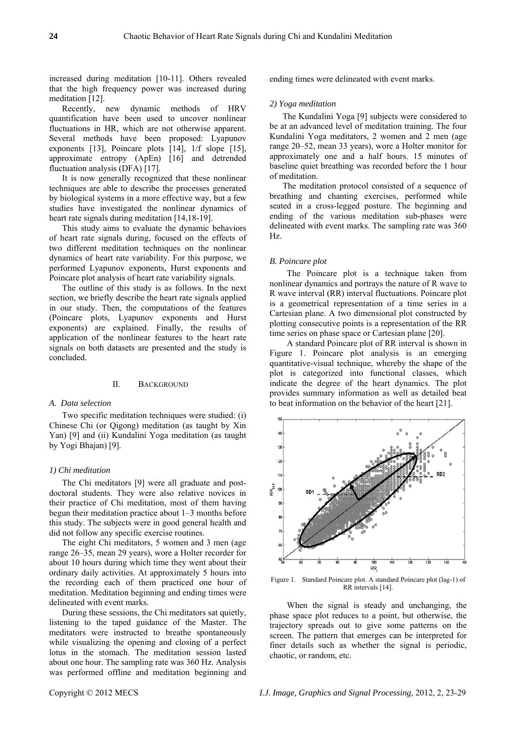increased during meditation [10-11]. Others revealed that the high frequency power was increased during meditation [12].

Recently, new dynamic methods of HRV quantification have been used to uncover nonlinear fluctuations in HR, which are not otherwise apparent. Several methods have been proposed: Lyapunov exponents [13], Poincare plots [14], 1/f slope [15], approximate entropy (ApEn) [16] and detrended fluctuation analysis (DFA) [17].

It is now generally recognized that these nonlinear techniques are able to describe the processes generated by biological systems in a more effective way, but a few studies have investigated the nonlinear dynamics of heart rate signals during meditation [14,18-19].

This study aims to evaluate the dynamic behaviors of heart rate signals during, focused on the effects of two different meditation techniques on the nonlinear dynamics of heart rate variability. For this purpose, we performed Lyapunov exponents, Hurst exponents and Poincare plot analysis of heart rate variability signals.

The outline of this study is as follows. In the next section, we briefly describe the heart rate signals applied in our study. Then, the computations of the features (Poincare plots, Lyapunov exponents and Hurst exponents) are explained. Finally, the results of application of the nonlinear features to the heart rate signals on both datasets are presented and the study is concluded.

## II. Background

### *A. Data selection*

Two specific meditation techniques were studied: (i) Chinese Chi (or Qigong) meditation (as taught by Xin Yan) [9] and (ii) Kundalini Yoga meditation (as taught by Yogi Bhajan) [9].

#### *1) Chi meditation*

The Chi meditators [9] were all graduate and post-doctoral students. They were also relative novices in their practice of Chi meditation, most of them having begun their meditation practice about 1–3 months before this study. The subjects were in good general health and did not follow any specific exercise routines.

The eight Chi meditators, 5 women and 3 men (age range 26–35, mean 29 years), wore a Holter recorder for about 10 hours during which time they went about their ordinary daily activities. At approximately 5 hours into the recording each of them practiced one hour of meditation. Meditation beginning and ending times were delineated with event marks.

During these sessions, the Chi meditators sat quietly, listening to the taped guidance of the Master. The meditators were instructed to breathe spontaneously while visualizing the opening and closing of a perfect lotus in the stomach. The meditation session lasted about one hour. The sampling rate was 360 Hz. Analysis was performed offline and meditation beginning and ending times were delineated with event marks.

#### *2) Yoga meditation*

The Kundalini Yoga [9] subjects were considered to be at an advanced level of meditation training. The four Kundalini Yoga meditators, 2 women and 2 men (age range 20–52, mean 33 years), wore a Holter monitor for approximately one and a half hours. 15 minutes of baseline quiet breathing was recorded before the 1 hour of meditation.

The meditation protocol consisted of a sequence of breathing and chanting exercises, performed while seated in a cross-legged posture. The beginning and ending of the various meditation sub-phases were delineated with event marks. The sampling rate was 360 Hz.

### *B. Poincare plot*

The Poincare plot is a technique taken from nonlinear dynamics and portrays the nature of R wave to R wave interval (RR) interval fluctuations. Poincare plot is a geometrical representation of a time series in a Cartesian plane. A two dimensional plot constructed by plotting consecutive points is a representation of the RR time series on phase space or Cartesian plane [20].

A standard Poincare plot of RR interval is shown in Figure 1. Poincare plot analysis is an emerging quantitative-visual technique, whereby the shape of the plot is categorized into functional classes, which indicate the degree of the heart dynamics. The plot provides summary information as well as detailed beat to beat information on the behavior of the heart [21].

Figure 1. Standard Poincare plot. A standard Poincare plot (lag-1) of RR intervals [14].

When the signal is steady and unchanging, the phase space plot reduces to a point, but otherwise, the trajectory spreads out to give some patterns on the screen. The pattern that emerges can be interpreted for finer details such as whether the signal is periodic, chaotic, or random, etc.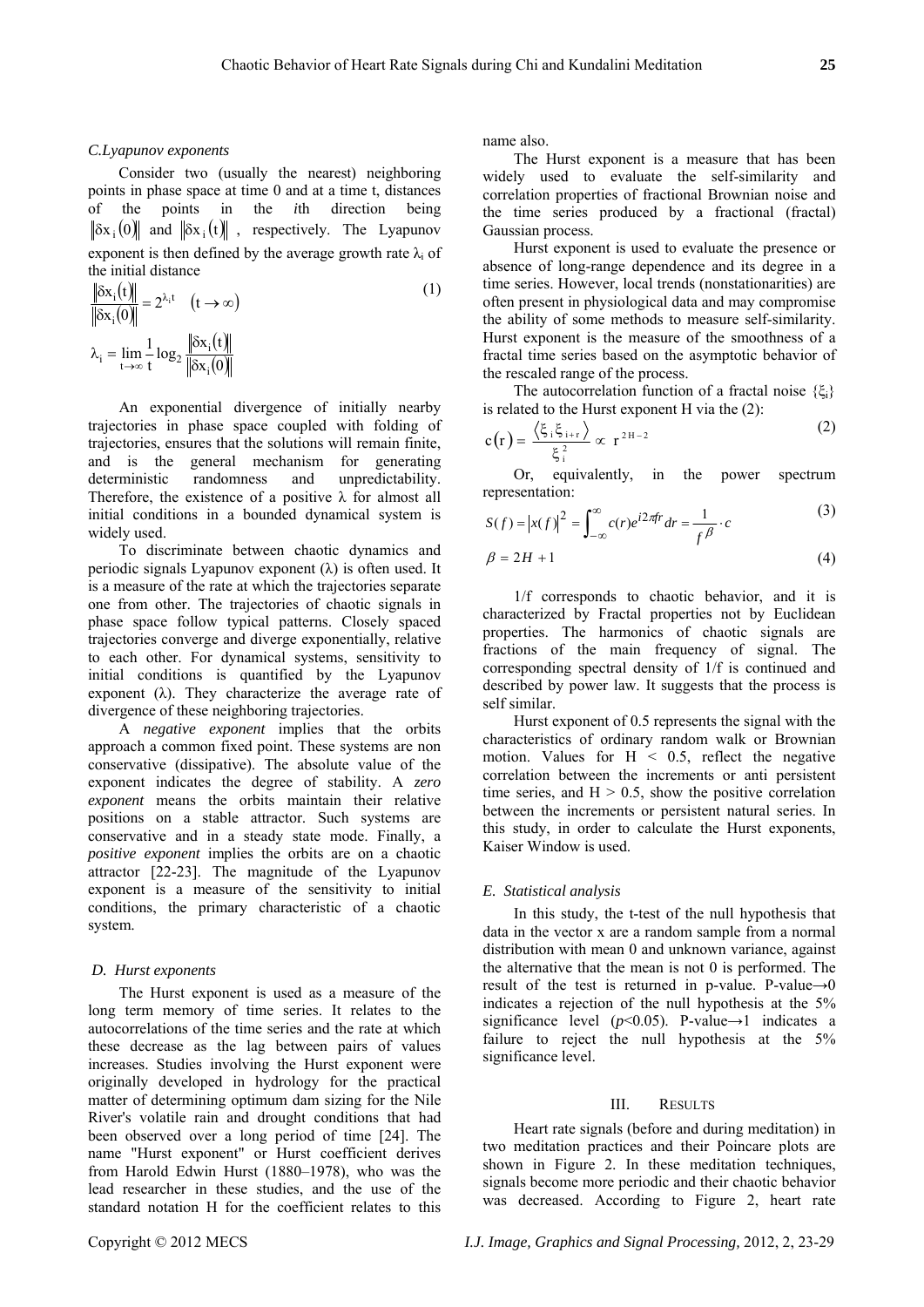### C. Lyapunov exponents

Consider two (usually the nearest) neighboring points in phase space at time 0 and at a time t, distances of the points in the *i*th direction being $\|\delta x_i(0)\|$ and $\|\delta x_i(t)\|$, respectively. The Lyapunov exponent is then defined by the average growth rate $\lambda_i$ of the initial distance

$$\frac{\|\delta x_i(t)\|}{\|\delta x_i(0)\|} = 2^{\lambda_i t} \quad (t \to \infty) \tag{1}$$

$$\lambda_i = \lim_{t\to\infty} \frac{1}{t} \log_2 \frac{\|\delta x_i(t)\|}{\|\delta x_i(0)\|}$$

An exponential divergence of initially nearby trajectories in phase space coupled with folding of trajectories, ensures that the solutions will remain finite, and is the general mechanism for generating deterministic randomness and unpredictability. Therefore, the existence of a positive $\lambda$ for almost all initial conditions in a bounded dynamical system is widely used.

To discriminate between chaotic dynamics and periodic signals Lyapunov exponent ($\lambda$) is often used. It is a measure of the rate at which the trajectories separate one from other. The trajectories of chaotic signals in phase space follow typical patterns. Closely spaced trajectories converge and diverge exponentially, relative to each other. For dynamical systems, sensitivity to initial conditions is quantified by the Lyapunov exponent ($\lambda$). They characterize the average rate of divergence of these neighboring trajectories.

A *negative exponent* implies that the orbits approach a common fixed point. These systems are non conservative (dissipative). The absolute value of the exponent indicates the degree of stability. A *zero exponent* means the orbits maintain their relative positions on a stable attractor. Such systems are conservative and in a steady state mode. Finally, a *positive exponent* implies the orbits are on a chaotic attractor [22-23]. The magnitude of the Lyapunov exponent is a measure of the sensitivity to initial conditions, the primary characteristic of a chaotic system.

### D. Hurst exponents

The Hurst exponent is used as a measure of the long term memory of time series. It relates to the autocorrelations of the time series and the rate at which these decrease as the lag between pairs of values increases. Studies involving the Hurst exponent were originally developed in hydrology for the practical matter of determining optimum dam sizing for the Nile River's volatile rain and drought conditions that had been observed over a long period of time [24]. The name "Hurst exponent" or Hurst coefficient derives from Harold Edwin Hurst (1880–1978), who was the lead researcher in these studies, and the use of the standard notation H for the coefficient relates to this name also.

The Hurst exponent is a measure that has been widely used to evaluate the self-similarity and correlation properties of fractional Brownian noise and the time series produced by a fractional (fractal) Gaussian process.

Hurst exponent is used to evaluate the presence or absence of long-range dependence and its degree in a time series. However, local trends (nonstationarities) are often present in physiological data and may compromise the ability of some methods to measure self-similarity. Hurst exponent is the measure of the smoothness of a fractal time series based on the asymptotic behavior of the rescaled range of the process.

The autocorrelation function of a fractal noise $\{\xi_i\}$ is related to the Hurst exponent H via the (2):

$$c(r) = \frac{\langle \xi_i \xi_{i+r} \rangle}{\xi_i^2} \propto r^{2H-2} \tag{2}$$

Or, equivalently, in the power spectrum representation:

$$S(f) = |x(f)|^2 = \int_{-\infty}^{\infty} c(r) e^{i2\pi fr} dr = \frac{1}{f^{\beta}} \cdot c \tag{3}$$

$$\beta = 2H + 1 \tag{4}$$

1/f corresponds to chaotic behavior, and it is characterized by Fractal properties not by Euclidean properties. The harmonics of chaotic signals are fractions of the main frequency of signal. The corresponding spectral density of 1/f is continued and described by power law. It suggests that the process is self similar.

Hurst exponent of 0.5 represents the signal with the characteristics of ordinary random walk or Brownian motion. Values for H < 0.5, reflect the negative correlation between the increments or anti persistent time series, and H > 0.5, show the positive correlation between the increments or persistent natural series. In this study, in order to calculate the Hurst exponents, Kaiser Window is used.

### E. Statistical analysis

In this study, the t-test of the null hypothesis that data in the vector x are a random sample from a normal distribution with mean 0 and unknown variance, against the alternative that the mean is not 0 is performed. The result of the test is returned in p-value. P-value→0 indicates a rejection of the null hypothesis at the 5% significance level ($p<0.05$). P-value→1 indicates a failure to reject the null hypothesis at the 5% significance level.

## III. Results

Heart rate signals (before and during meditation) in two meditation practices and their Poincare plots are shown in Figure 2. In these meditation techniques, signals become more periodic and their chaotic behavior was decreased. According to Figure 2, heart rate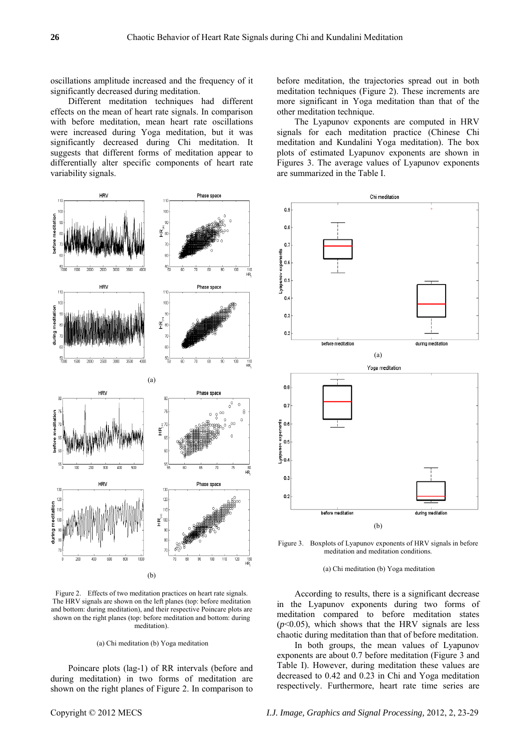oscillations amplitude increased and the frequency of it significantly decreased during meditation.

Different meditation techniques had different effects on the mean of heart rate signals. In comparison with before meditation, mean heart rate oscillations were increased during Yoga meditation, but it was significantly decreased during Chi meditation. It suggests that different forms of meditation appear to differentially alter specific components of heart rate variability signals.

Figure 2. Effects of two meditation practices on heart rate signals. The HRV signals are shown on the left planes (top: before meditation and bottom: during meditation), and their respective Poincare plots are shown on the right planes (top: before meditation and bottom: during meditation).

(a) Chi meditation (b) Yoga meditation

Poincare plots (lag-1) of RR intervals (before and during meditation) in two forms of meditation are shown on the right planes of Figure 2. In comparison to before meditation, the trajectories spread out in both meditation techniques (Figure 2). These increments are more significant in Yoga meditation than that of the other meditation technique.

The Lyapunov exponents are computed in HRV signals for each meditation practice (Chinese Chi meditation and Kundalini Yoga meditation). The box plots of estimated Lyapunov exponents are shown in Figures 3. The average values of Lyapunov exponents are summarized in the Table I.

Figure 3. Boxplots of Lyapunov exponents of HRV signals in before meditation and meditation conditions.

(a) Chi meditation (b) Yoga meditation

According to results, there is a significant decrease in the Lyapunov exponents during two forms of meditation compared to before meditation states ($p$<0.05), which shows that the HRV signals are less chaotic during meditation than that of before meditation.

In both groups, the mean values of Lyapunov exponents are about 0.7 before meditation (Figure 3 and Table I). However, during meditation these values are decreased to 0.42 and 0.23 in Chi and Yoga meditation respectively. Furthermore, heart rate time series are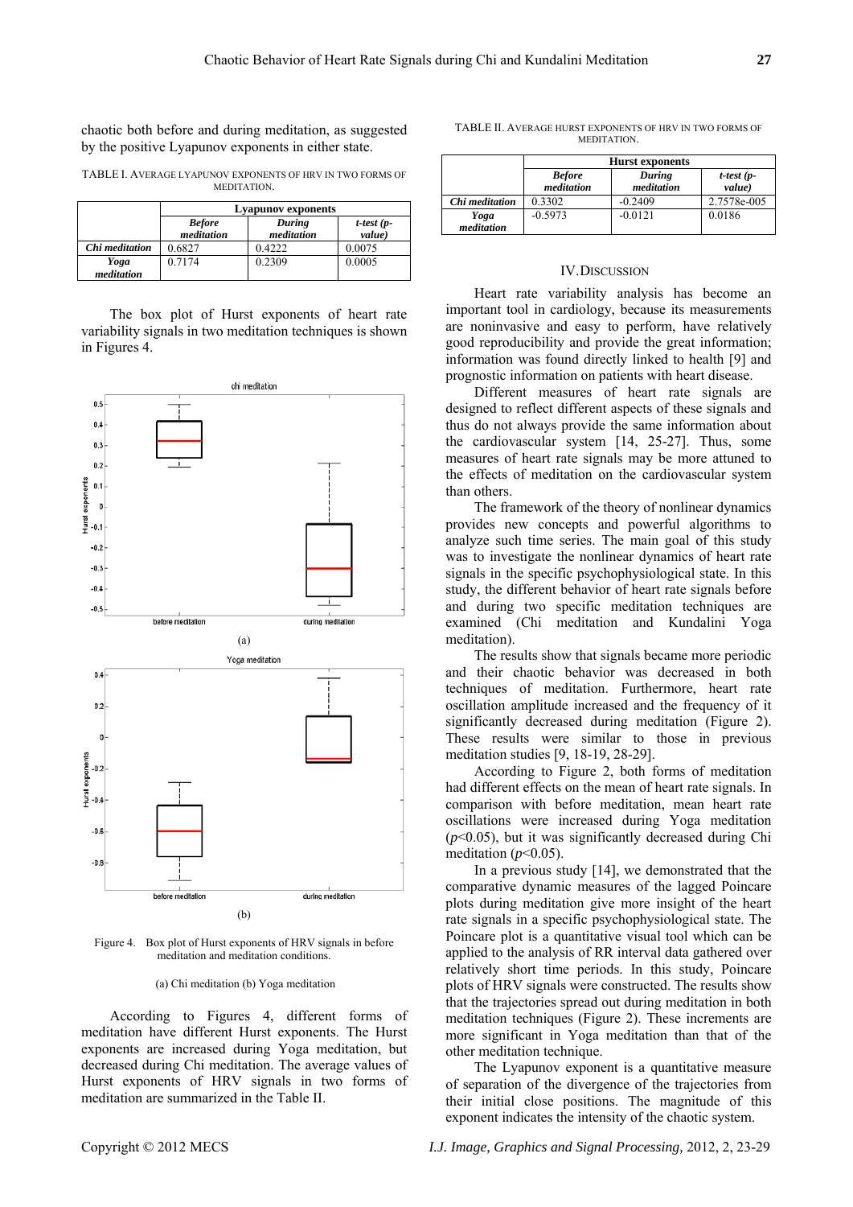chaotic both before and during meditation, as suggested by the positive Lyapunov exponents in either state.

TABLE I. AVERAGE LYAPUNOV EXPONENTS OF HRV IN TWO FORMS OF MEDITATION.

| | Lyapunov exponents | | |
|---|---|---|---|
| | *Before meditation* | *During meditation* | *t-test (p-value)* |
| ***Chi meditation*** | 0.6827 | 0.4222 | 0.0075 |
| ***Yoga meditation*** | 0.7174 | 0.2309 | 0.0005 |

The box plot of Hurst exponents of heart rate variability signals in two meditation techniques is shown in Figures 4.

Figure 4. Box plot of Hurst exponents of HRV signals in before meditation and meditation conditions.

(a) Chi meditation (b) Yoga meditation

According to Figures 4, different forms of meditation have different Hurst exponents. The Hurst exponents are increased during Yoga meditation, but decreased during Chi meditation. The average values of Hurst exponents of HRV signals in two forms of meditation are summarized in the Table II.

TABLE II. AVERAGE HURST EXPONENTS OF HRV IN TWO FORMS OF MEDITATION.

| | Hurst exponents | | |
|---|---|---|---|
| | *Before meditation* | *During meditation* | *t-test (p-value)* |
| ***Chi meditation*** | 0.3302 | -0.2409 | 2.7578e-005 |
| ***Yoga meditation*** | -0.5973 | -0.0121 | 0.0186 |

## IV. DISCUSSION

Heart rate variability analysis has become an important tool in cardiology, because its measurements are noninvasive and easy to perform, have relatively good reproducibility and provide the great information; information was found directly linked to health [9] and prognostic information on patients with heart disease.

Different measures of heart rate signals are designed to reflect different aspects of these signals and thus do not always provide the same information about the cardiovascular system [14, 25-27]. Thus, some measures of heart rate signals may be more attuned to the effects of meditation on the cardiovascular system than others.

The framework of the theory of nonlinear dynamics provides new concepts and powerful algorithms to analyze such time series. The main goal of this study was to investigate the nonlinear dynamics of heart rate signals in the specific psychophysiological state. In this study, the different behavior of heart rate signals before and during two specific meditation techniques are examined (Chi meditation and Kundalini Yoga meditation).

The results show that signals became more periodic and their chaotic behavior was decreased in both techniques of meditation. Furthermore, heart rate oscillation amplitude increased and the frequency of it significantly decreased during meditation (Figure 2). These results were similar to those in previous meditation studies [9, 18-19, 28-29].

According to Figure 2, both forms of meditation had different effects on the mean of heart rate signals. In comparison with before meditation, mean heart rate oscillations were increased during Yoga meditation ($p<0.05$), but it was significantly decreased during Chi meditation ($p<0.05$).

In a previous study [14], we demonstrated that the comparative dynamic measures of the lagged Poincare plots during meditation give more insight of the heart rate signals in a specific psychophysiological state. The Poincare plot is a quantitative visual tool which can be applied to the analysis of RR interval data gathered over relatively short time periods. In this study, Poincare plots of HRV signals were constructed. The results show that the trajectories spread out during meditation in both meditation techniques (Figure 2). These increments are more significant in Yoga meditation than that of the other meditation technique.

The Lyapunov exponent is a quantitative measure of separation of the divergence of the trajectories from their initial close positions. The magnitude of this exponent indicates the intensity of the chaotic system.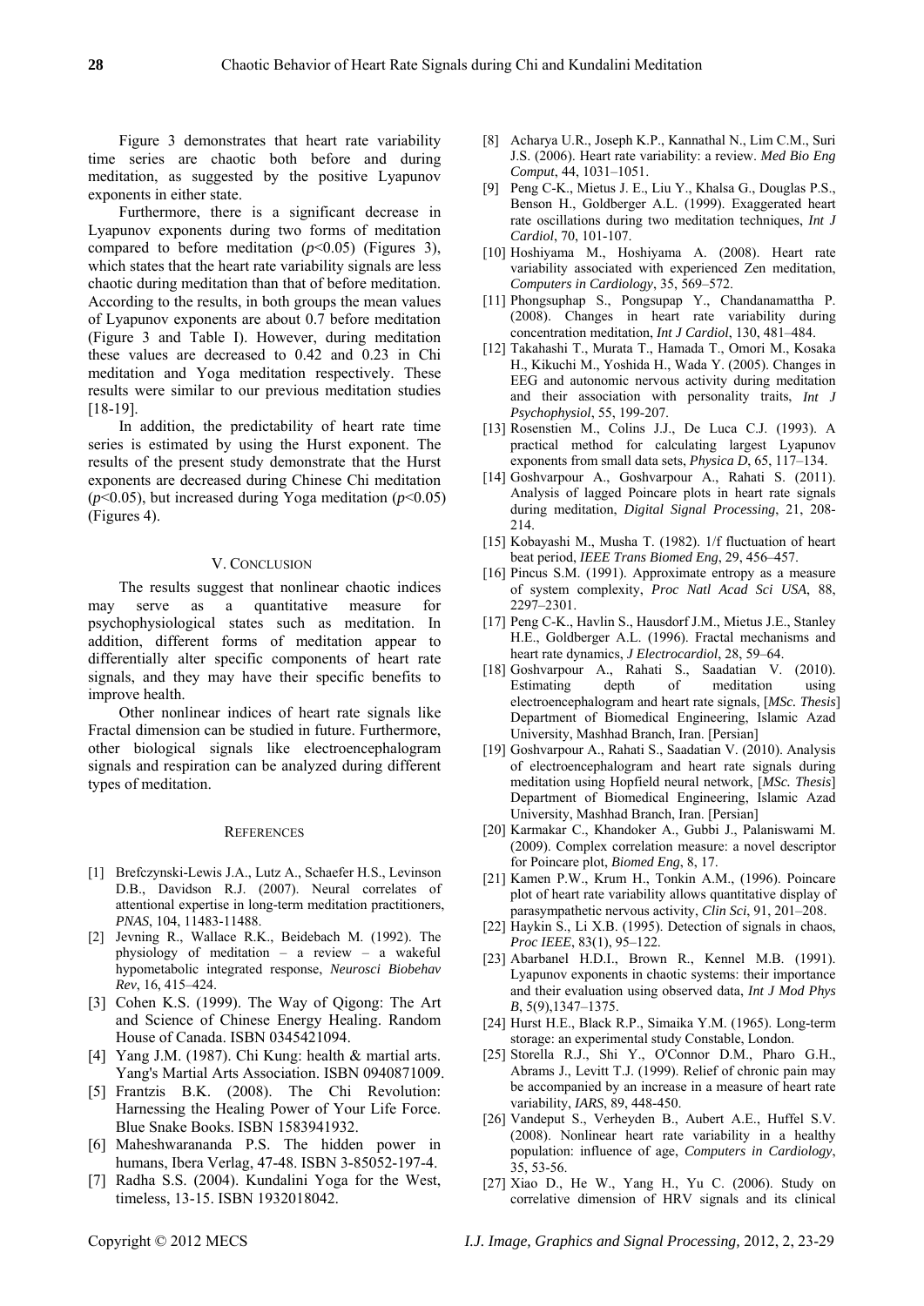Figure 3 demonstrates that heart rate variability time series are chaotic both before and during meditation, as suggested by the positive Lyapunov exponents in either state.

Furthermore, there is a significant decrease in Lyapunov exponents during two forms of meditation compared to before meditation ($p$<0.05) (Figures 3), which states that the heart rate variability signals are less chaotic during meditation than that of before meditation. According to the results, in both groups the mean values of Lyapunov exponents are about 0.7 before meditation (Figure 3 and Table I). However, during meditation these values are decreased to 0.42 and 0.23 in Chi meditation and Yoga meditation respectively. These results were similar to our previous meditation studies [18-19].

In addition, the predictability of heart rate time series is estimated by using the Hurst exponent. The results of the present study demonstrate that the Hurst exponents are decreased during Chinese Chi meditation ($p$<0.05), but increased during Yoga meditation ($p$<0.05) (Figures 4).

## V. Conclusion

The results suggest that nonlinear chaotic indices may serve as a quantitative measure for psychophysiological states such as meditation. In addition, different forms of meditation appear to differentially alter specific components of heart rate signals, and they may have their specific benefits to improve health.

Other nonlinear indices of heart rate signals like Fractal dimension can be studied in future. Furthermore, other biological signals like electroencephalogram signals and respiration can be analyzed during different types of meditation.

## References

[1] Brefczynski-Lewis J.A., Lutz A., Schaefer H.S., Levinson D.B., Davidson R.J. (2007). Neural correlates of attentional expertise in long-term meditation practitioners, *PNAS*, 104, 11483-11488.

[2] Jevning R., Wallace R.K., Beidebach M. (1992). The physiology of meditation – a review – a wakeful hypometabolic integrated response, *Neurosci Biobehav Rev*, 16, 415–424.

[3] Cohen K.S. (1999). The Way of Qigong: The Art and Science of Chinese Energy Healing. Random House of Canada. ISBN 0345421094.

[4] Yang J.M. (1987). Chi Kung: health & martial arts. Yang's Martial Arts Association. ISBN 0940871009.

[5] Frantzis B.K. (2008). The Chi Revolution: Harnessing the Healing Power of Your Life Force. Blue Snake Books. ISBN 1583941932.

[6] Maheshwarananda P.S. The hidden power in humans, Ibera Verlag, 47-48. ISBN 3-85052-197-4.

[7] Radha S.S. (2004). Kundalini Yoga for the West, timeless, 13-15. ISBN 1932018042.

[8] Acharya U.R., Joseph K.P., Kannathal N., Lim C.M., Suri J.S. (2006). Heart rate variability: a review. *Med Bio Eng Comput*, 44, 1031–1051.

[9] Peng C-K., Mietus J. E., Liu Y., Khalsa G., Douglas P.S., Benson H., Goldberger A.L. (1999). Exaggerated heart rate oscillations during two meditation techniques, *Int J Cardiol*, 70, 101-107.

[10] Hoshiyama M., Hoshiyama A. (2008). Heart rate variability associated with experienced Zen meditation, *Computers in Cardiology*, 35, 569–572.

[11] Phongsuphap S., Pongsupap Y., Chandanamattha P. (2008). Changes in heart rate variability during concentration meditation, *Int J Cardiol*, 130, 481–484.

[12] Takahashi T., Murata T., Hamada T., Omori M., Kosaka H., Kikuchi M., Yoshida H., Wada Y. (2005). Changes in EEG and autonomic nervous activity during meditation and their association with personality traits, *Int J Psychophysiol*, 55, 199-207.

[13] Rosenstien M., Colins J.J., De Luca C.J. (1993). A practical method for calculating largest Lyapunov exponents from small data sets, *Physica D*, 65, 117–134.

[14] Goshvarpour A., Goshvarpour A., Rahati S. (2011). Analysis of lagged Poincare plots in heart rate signals during meditation, *Digital Signal Processing*, 21, 208-214.

[15] Kobayashi M., Musha T. (1982). 1/f fluctuation of heart beat period, *IEEE Trans Biomed Eng*, 29, 456–457.

[16] Pincus S.M. (1991). Approximate entropy as a measure of system complexity, *Proc Natl Acad Sci USA*, 88, 2297–2301.

[17] Peng C-K., Havlin S., Hausdorf J.M., Mietus J.E., Stanley H.E., Goldberger A.L. (1996). Fractal mechanisms and heart rate dynamics, *J Electrocardiol*, 28, 59–64.

[18] Goshvarpour A., Rahati S., Saadatian V. (2010). Estimating depth of meditation using electroencephalogram and heart rate signals, [*MSc. Thesis*] Department of Biomedical Engineering, Islamic Azad University, Mashhad Branch, Iran. [Persian]

[19] Goshvarpour A., Rahati S., Saadatian V. (2010). Analysis of electroencephalogram and heart rate signals during meditation using Hopfield neural network, [*MSc. Thesis*] Department of Biomedical Engineering, Islamic Azad University, Mashhad Branch, Iran. [Persian]

[20] Karmakar C., Khandoker A., Gubbi J., Palaniswami M. (2009). Complex correlation measure: a novel descriptor for Poincare plot, *Biomed Eng*, 8, 17.

[21] Kamen P.W., Krum H., Tonkin A.M., (1996). Poincare plot of heart rate variability allows quantitative display of parasympathetic nervous activity, *Clin Sci*, 91, 201–208.

[22] Haykin S., Li X.B. (1995). Detection of signals in chaos, *Proc IEEE*, 83(1), 95–122.

[23] Abarbanel H.D.I., Brown R., Kennel M.B. (1991). Lyapunov exponents in chaotic systems: their importance and their evaluation using observed data, *Int J Mod Phys B*, 5(9),1347–1375.

[24] Hurst H.E., Black R.P., Simaika Y.M. (1965). Long-term storage: an experimental study Constable, London.

[25] Storella R.J., Shi Y., O'Connor D.M., Pharo G.H., Abrams J., Levitt T.J. (1999). Relief of chronic pain may be accompanied by an increase in a measure of heart rate variability, *IARS*, 89, 448-450.

[26] Vandeput S., Verheyden B., Aubert A.E., Huffel S.V. (2008). Nonlinear heart rate variability in a healthy population: influence of age, *Computers in Cardiology*, 35, 53-56.

[27] Xiao D., He W., Yang H., Yu C. (2006). Study on correlative dimension of HRV signals and its clinical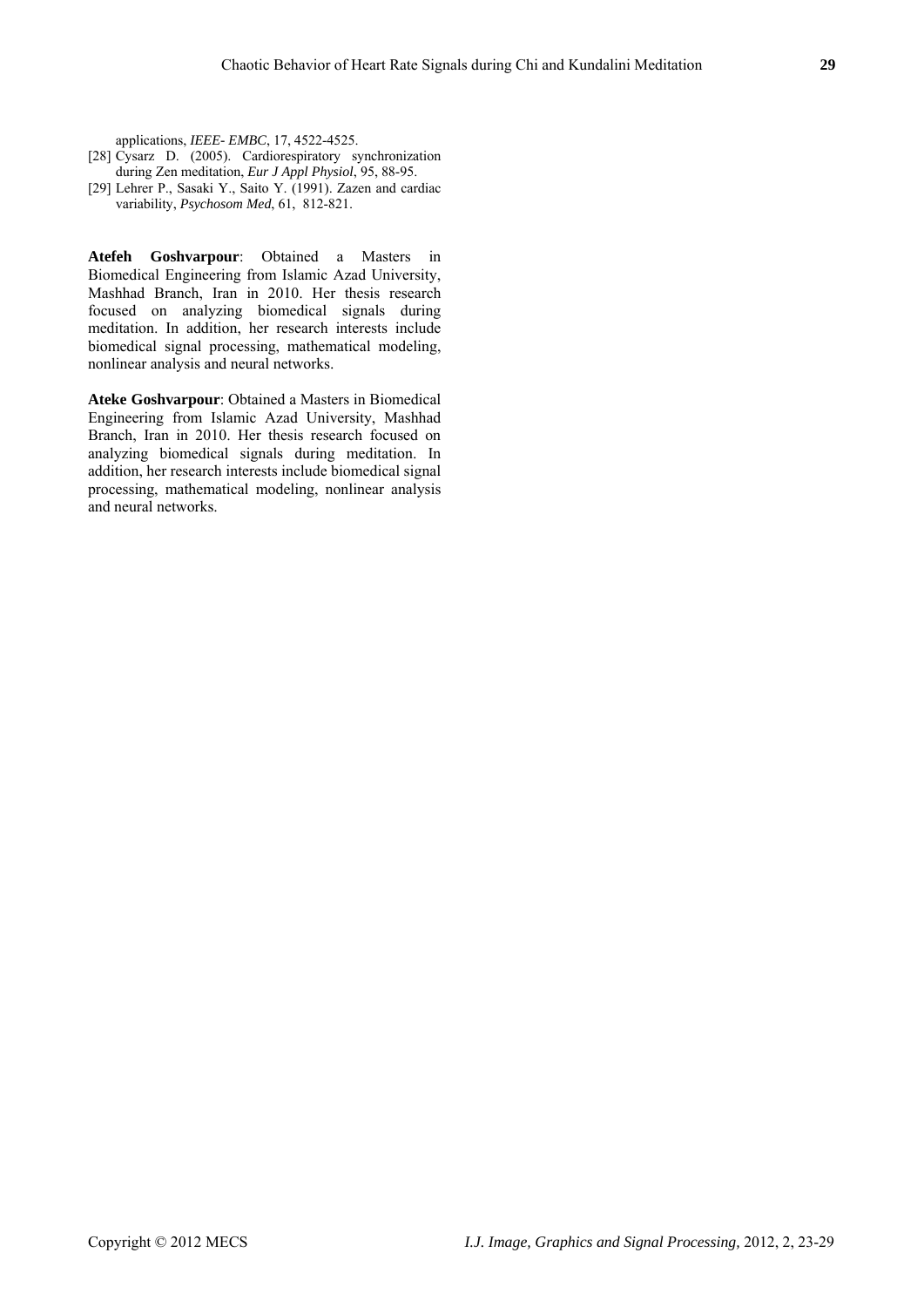applications, *IEEE- EMBC*, 17, 4522-4525.

[28] Cysarz D. (2005). Cardiorespiratory synchronization during Zen meditation, *Eur J Appl Physiol*, 95, 88-95.

[29] Lehrer P., Sasaki Y., Saito Y. (1991). Zazen and cardiac variability, *Psychosom Med*, 61, 812-821.

**Atefeh Goshvarpour**: Obtained a Masters in Biomedical Engineering from Islamic Azad University, Mashhad Branch, Iran in 2010. Her thesis research focused on analyzing biomedical signals during meditation. In addition, her research interests include biomedical signal processing, mathematical modeling, nonlinear analysis and neural networks.

**Ateke Goshvarpour**: Obtained a Masters in Biomedical Engineering from Islamic Azad University, Mashhad Branch, Iran in 2010. Her thesis research focused on analyzing biomedical signals during meditation. In addition, her research interests include biomedical signal processing, mathematical modeling, nonlinear analysis and neural networks.